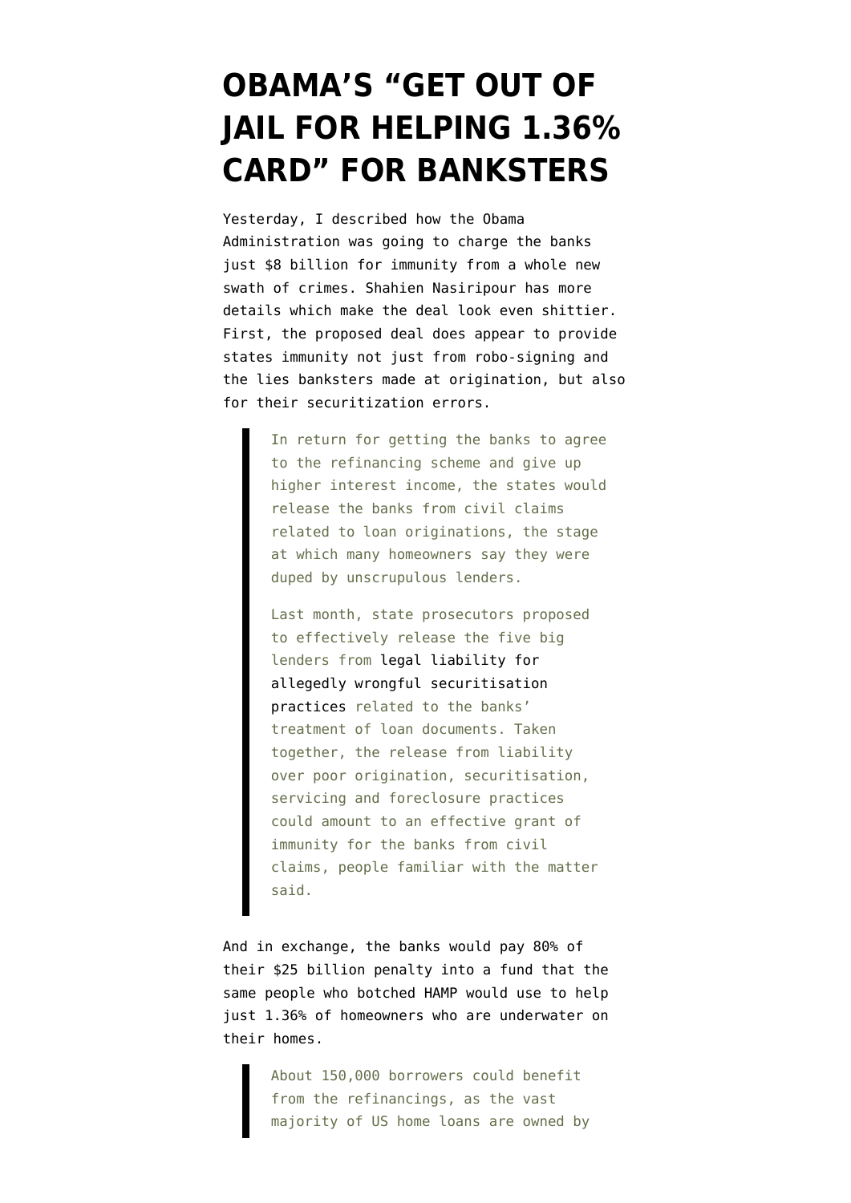# OBAMA'S "GET OUT OF JAIL FOR HELPING 1.36% CARD" FOR BANKSTERS

Yesterday, I described how the Obama Administration was going to charge the banks just $8 billion for immunity from a whole new swath of crimes. Shahien Nasiripour has more details which make the deal look even shittier. First, the proposed deal does appear to provide states immunity not just from robo-signing and the lies banksters made at origination, but also for their securitization errors.

> In return for getting the banks to agree to the refinancing scheme and give up higher interest income, the states would release the banks from civil claims related to loan originations, the stage at which many homeowners say they were duped by unscrupulous lenders.
>
> Last month, state prosecutors proposed to effectively release the five big lenders from legal liability for allegedly wrongful securitisation practices related to the banks' treatment of loan documents. Taken together, the release from liability over poor origination, securitisation, servicing and foreclosure practices could amount to an effective grant of immunity for the banks from civil claims, people familiar with the matter said.

And in exchange, the banks would pay 80% of their $25 billion penalty into a fund that the same people who botched HAMP would use to help just 1.36% of homeowners who are underwater on their homes.

> About 150,000 borrowers could benefit from the refinancings, as the vast majority of US home loans are owned by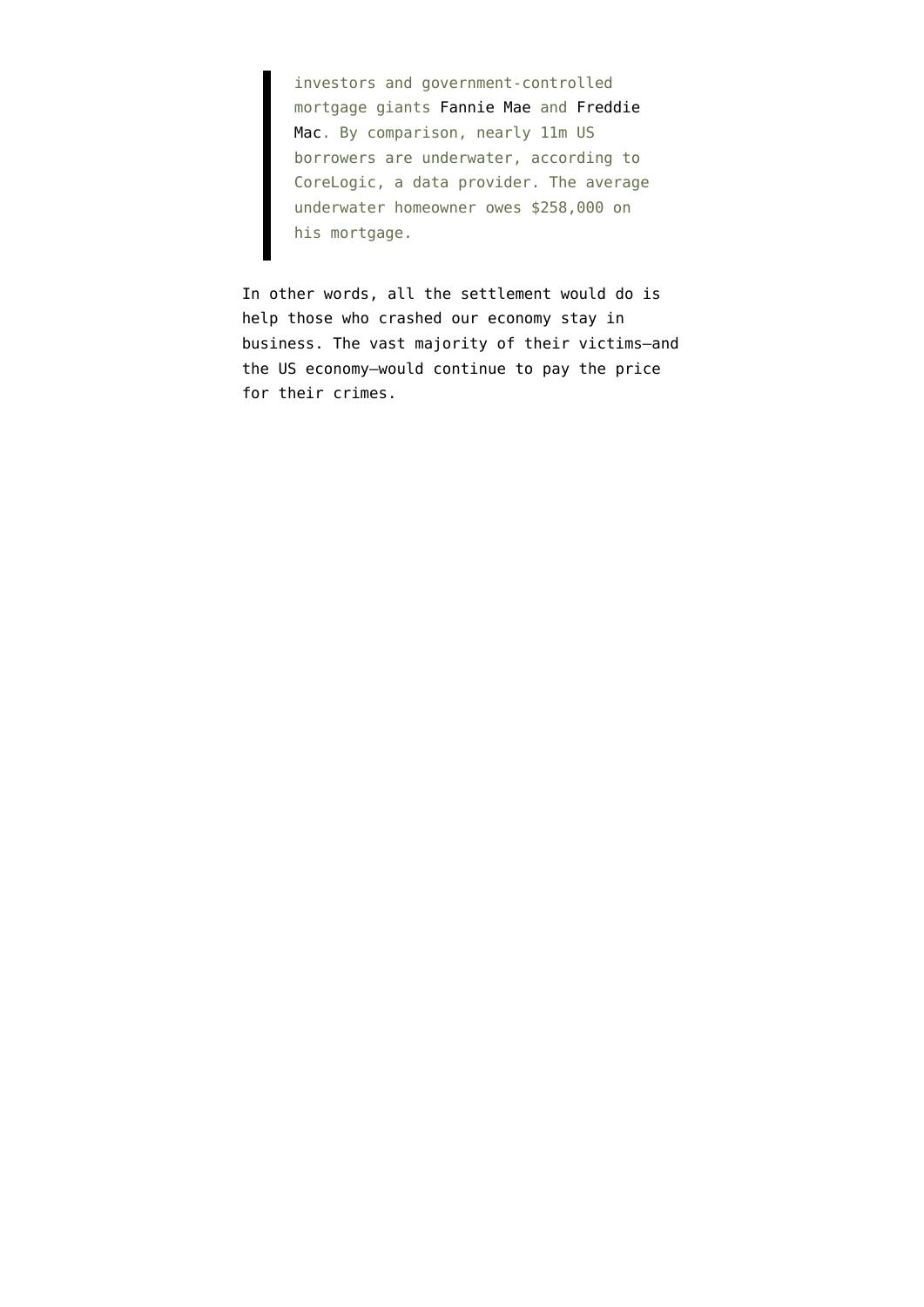> investors and government-controlled mortgage giants Fannie Mae and Freddie Mac. By comparison, nearly 11m US borrowers are underwater, according to CoreLogic, a data provider. The average underwater homeowner owes $258,000 on his mortgage.

In other words, all the settlement would do is help those who crashed our economy stay in business. The vast majority of their victims—and the US economy—would continue to pay the price for their crimes.